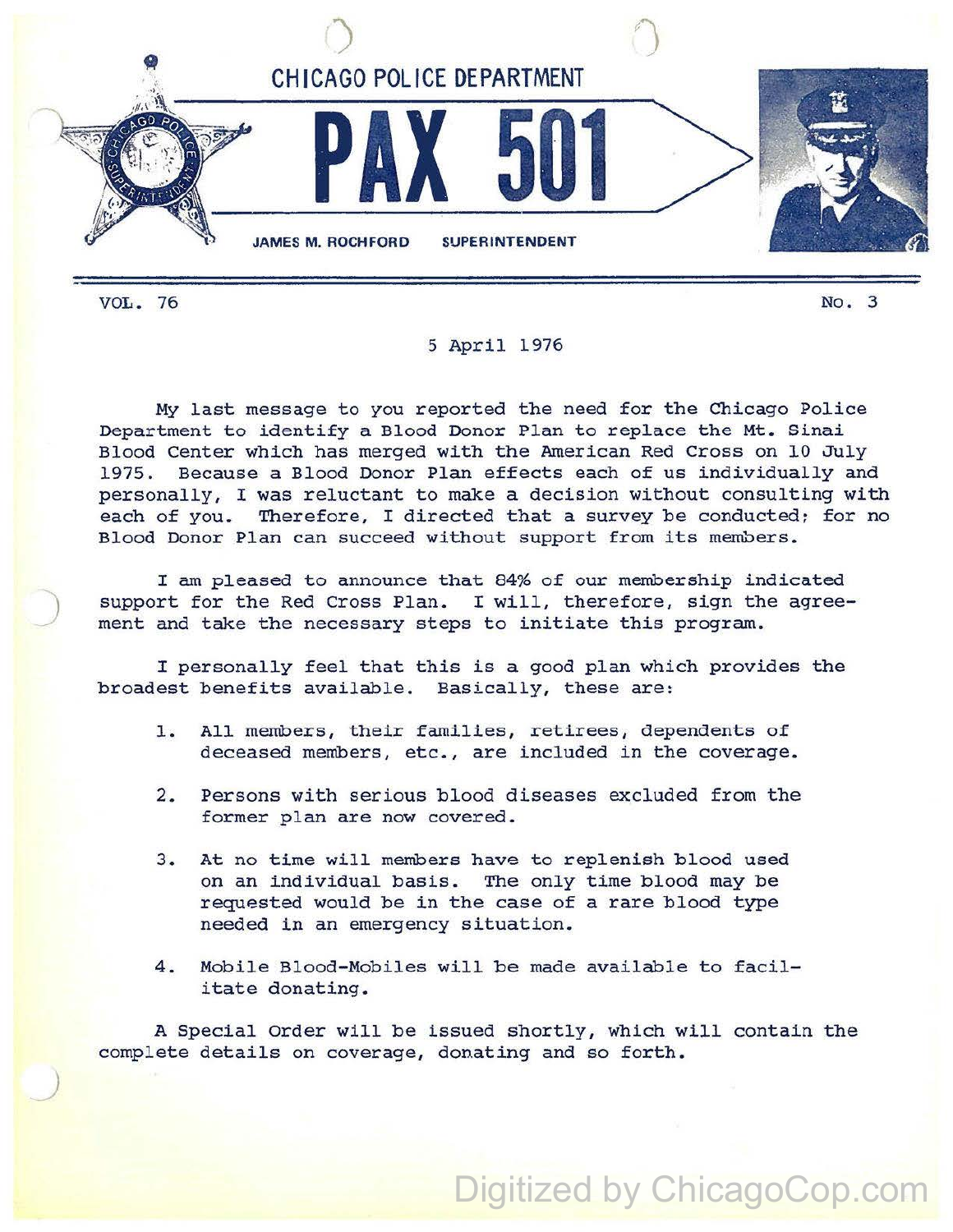# CHICAGO POLICE DEPARTMENT

# PAX 501

**JAMES M. ROCHFORD SUPERINTENDENT**

VOL. 76 No. 3

5 April 1976

My last message to you reported the need for the Chicago Police Department to identify a Blood Donor Plan to replace the Mt. Sinai Blood Center which has merged with the American Red Cross on 10 July 1975. Because a Blood Donor Plan effects each of us individually and personally, I was reluctant to make a decision without consulting with each of you. Therefore, I directed that a survey be conducted; for no Blood Donor Plan can succeed without support from its members.

I am pleased to announce that 84% of our membership indicated support for the Red Cross Plan. I will, therefore, sign the agreement and take the necessary steps to initiate this program.

I personally feel that this is a good plan which provides the broadest benefits available. Basically, these are:

1. All members, their families, retirees, dependents of deceased members, etc., are included in the coverage.

2. Persons with serious blood diseases excluded from the former plan are now covered.

3. At no time will members have to replenish blood used on an individual basis. The only time blood may be requested would be in the case of a rare blood type needed in an emergency situation.

4. Mobile Blood-Mobiles will be made available to facilitate donating.

A Special Order will be issued shortly, which will contain the complete details on coverage, donating and so forth.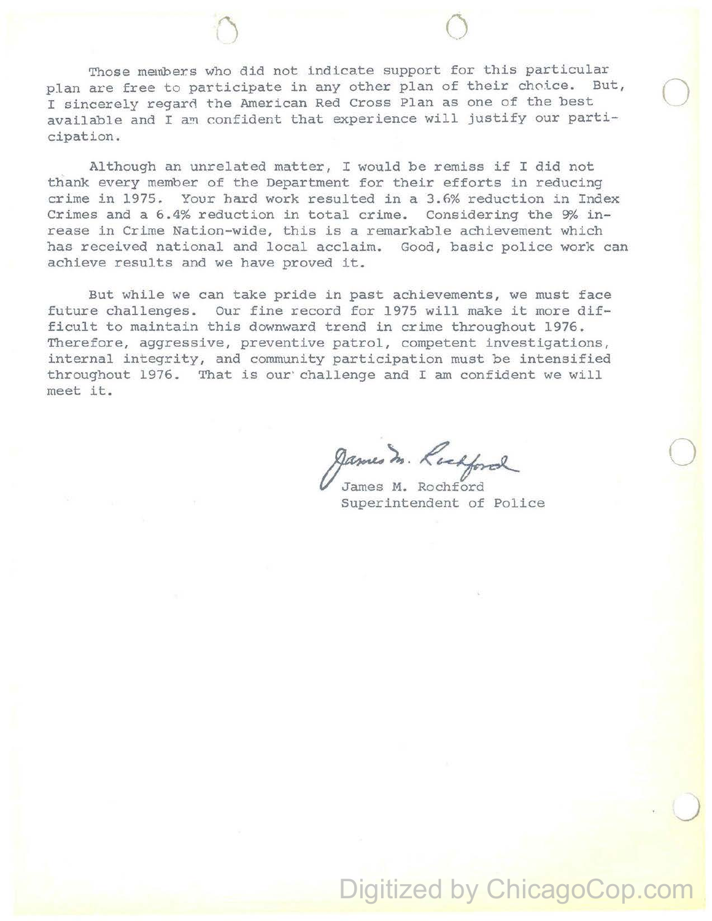Those members who did not indicate support for this particular plan are free to participate in any other plan of their choice. But, I sincerely regard the American Red Cross Plan as one of the best available and I am confident that experience will justify our participation.

Although an unrelated matter, I would be remiss if I did not thank every member of the Department for their efforts in reducing crime in 1975. Your hard work resulted in a 3.6% reduction in Index Crimes and a 6.4% reduction in total crime. Considering the 9% inrease in Crime Nation-wide, this is a remarkable achievement which has received national and local acclaim. Good, basic police work can achieve results and we have proved it.

But while we can take pride in past achievements, we must face future challenges. Our fine record for 1975 will make it more difficult to maintain this downward trend in crime throughout 1976. Therefore, aggressive, preventive patrol, competent investigations, internal integrity, and community participation must be intensified throughout 1976. That is our challenge and I am confident we will meet it.

James M. Rochford

James M. Rochford
Superintendent of Police

Digitized by ChicagoCop.com